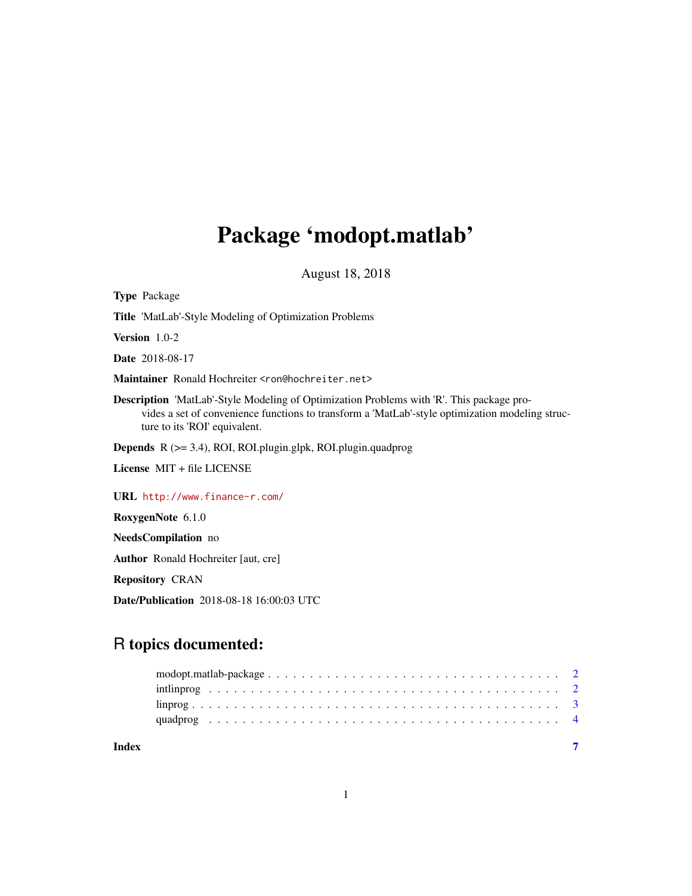# Package 'modopt.matlab'

August 18, 2018

**Type** Package

**Title** 'MatLab'-Style Modeling of Optimization Problems

**Version** 1.0-2

**Date** 2018-08-17

**Maintainer** Ronald Hochreiter <ron@hochreiter.net>

**Description** 'MatLab'-Style Modeling of Optimization Problems with 'R'. This package provides a set of convenience functions to transform a 'MatLab'-style optimization modeling structure to its 'ROI' equivalent.

**Depends** R (>= 3.4), ROI, ROI.plugin.glpk, ROI.plugin.quadprog

**License** MIT + file LICENSE

**URL** http://www.finance-r.com/

**RoxygenNote** 6.1.0

**NeedsCompilation** no

**Author** Ronald Hochreiter [aut, cre]

**Repository** CRAN

**Date/Publication** 2018-08-18 16:00:03 UTC

## R topics documented:

- modopt.matlab-package . . . . . . . . . . . . . . . . . . . . . . . . . . . . . . . . . . 2
- intlinprog . . . . . . . . . . . . . . . . . . . . . . . . . . . . . . . . . . . . . . . . . 2
- linprog . . . . . . . . . . . . . . . . . . . . . . . . . . . . . . . . . . . . . . . . . . . 3
- quadprog . . . . . . . . . . . . . . . . . . . . . . . . . . . . . . . . . . . . . . . . . . 4

**Index** 7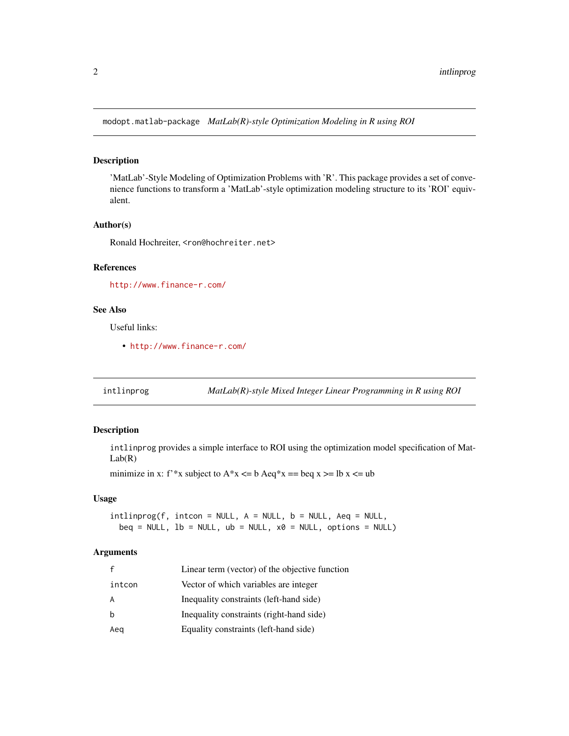## modopt.matlab-package *MatLab(R)-style Optimization Modeling in R using ROI*

### Description

'MatLab'-Style Modeling of Optimization Problems with 'R'. This package provides a set of convenience functions to transform a 'MatLab'-style optimization modeling structure to its 'ROI' equivalent.

### Author(s)

Ronald Hochreiter, <ron@hochreiter.net>

### References

http://www.finance-r.com/

### See Also

Useful links:

- http://www.finance-r.com/

## intlinprog *MatLab(R)-style Mixed Integer Linear Programming in R using ROI*

### Description

intlinprog provides a simple interface to ROI using the optimization model specification of MatLab(R)

minimize in x: f'*x subject to A*x <= b Aeq*x == beq x >= lb x <= ub

### Usage

```
intlinprog(f, intcon = NULL, A = NULL, b = NULL, Aeq = NULL,
  beq = NULL, lb = NULL, ub = NULL, x0 = NULL, options = NULL)
```

### Arguments

| | |
|---|---|
| f | Linear term (vector) of the objective function |
| intcon | Vector of which variables are integer |
| A | Inequality constraints (left-hand side) |
| b | Inequality constraints (right-hand side) |
| Aeq | Equality constraints (left-hand side) |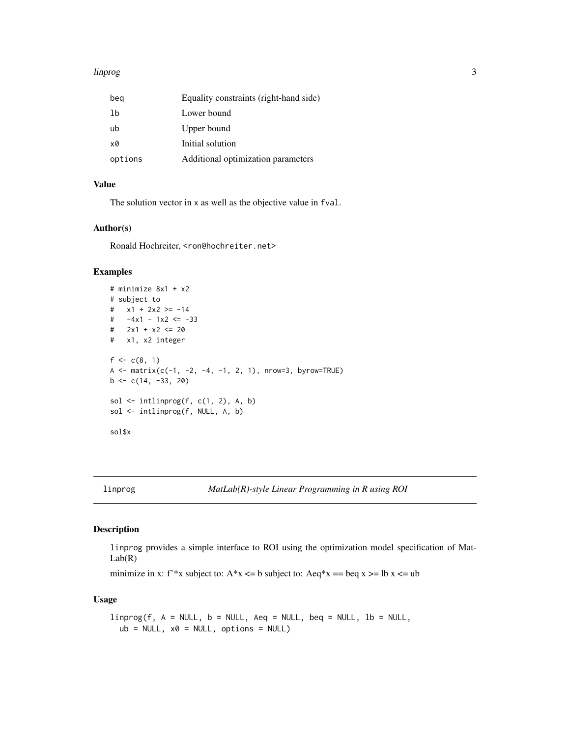| | |
|---|---|
| beq | Equality constraints (right-hand side) |
| lb | Lower bound |
| ub | Upper bound |
| x0 | Initial solution |
| options | Additional optimization parameters |

### Value

The solution vector in x as well as the objective value in fval.

### Author(s)

Ronald Hochreiter, <ron@hochreiter.net>

### Examples

```
# minimize 8x1 + x2
# subject to
#   x1 + 2x2 >= -14
#   -4x1 - 1x2 <= -33
#   2x1 + x2 <= 20
#   x1, x2 integer

f <- c(8, 1)
A <- matrix(c(-1, -2, -4, -1, 2, 1), nrow=3, byrow=TRUE)
b <- c(14, -33, 20)

sol <- intlinprog(f, c(1, 2), A, b)
sol <- intlinprog(f, NULL, A, b)

sol$x
```

---

## linprog — *MatLab(R)-style Linear Programming in R using ROI*

### Description

linprog provides a simple interface to ROI using the optimization model specification of MatLab(R)

minimize in x: f'*x subject to: A*x <= b subject to: Aeq*x == beq x >= lb x <= ub

### Usage

```
linprog(f, A = NULL, b = NULL, Aeq = NULL, beq = NULL, lb = NULL,
  ub = NULL, x0 = NULL, options = NULL)
```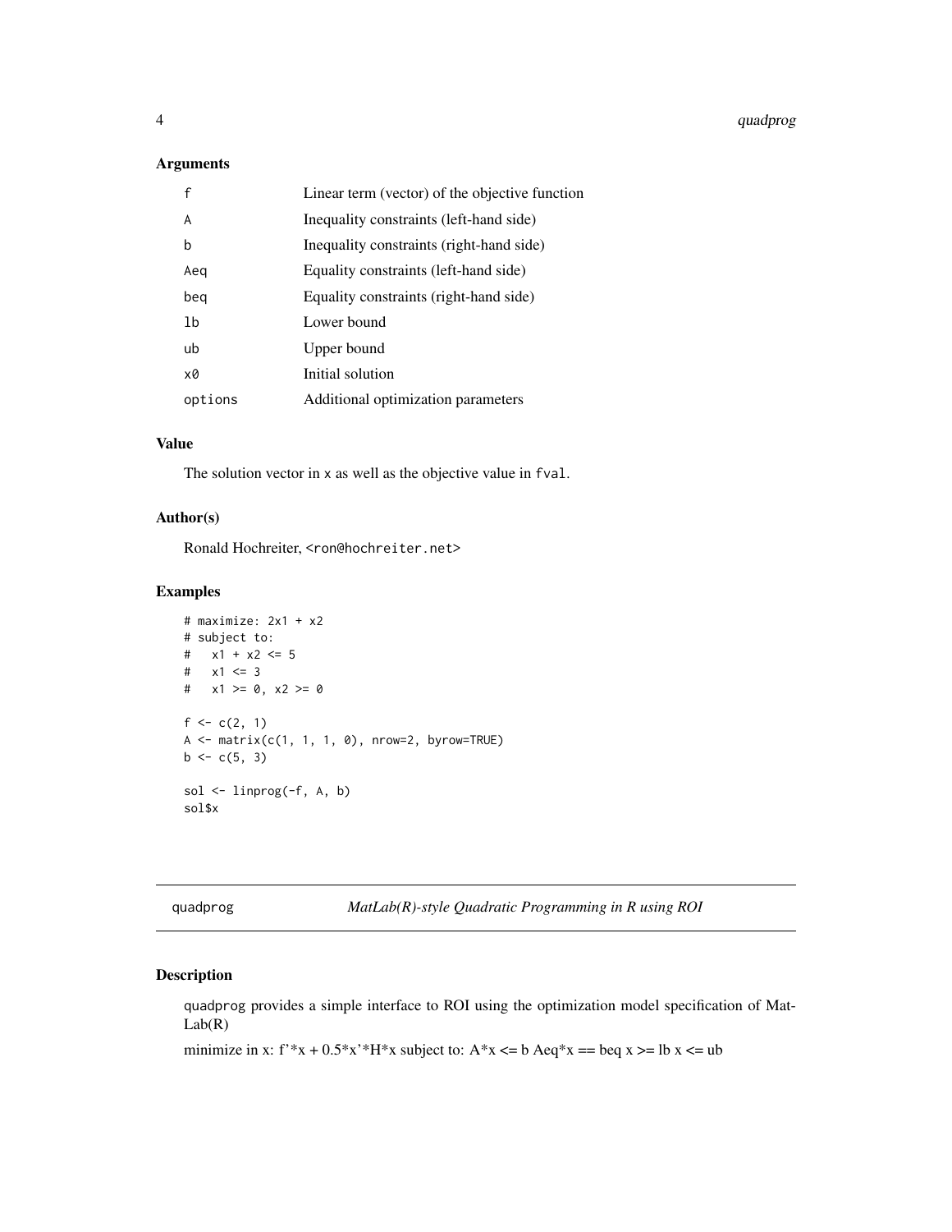### Arguments

| | |
|---|---|
| f | Linear term (vector) of the objective function |
| A | Inequality constraints (left-hand side) |
| b | Inequality constraints (right-hand side) |
| Aeq | Equality constraints (left-hand side) |
| beq | Equality constraints (right-hand side) |
| lb | Lower bound |
| ub | Upper bound |
| x0 | Initial solution |
| options | Additional optimization parameters |

### Value

The solution vector in x as well as the objective value in fval.

### Author(s)

Ronald Hochreiter, <ron@hochreiter.net>

### Examples

```
# maximize: 2x1 + x2
# subject to:
#   x1 + x2 <= 5
#   x1 <= 3
#   x1 >= 0, x2 >= 0

f <- c(2, 1)
A <- matrix(c(1, 1, 1, 0), nrow=2, byrow=TRUE)
b <- c(5, 3)

sol <- linprog(-f, A, b)
sol$x
```

---

## quadprog — *MatLab(R)-style Quadratic Programming in R using ROI*

### Description

quadprog provides a simple interface to ROI using the optimization model specification of MatLab(R)

minimize in x: f'*x + 0.5*x'*H*x subject to: A*x <= b Aeq*x == beq x >= lb x <= ub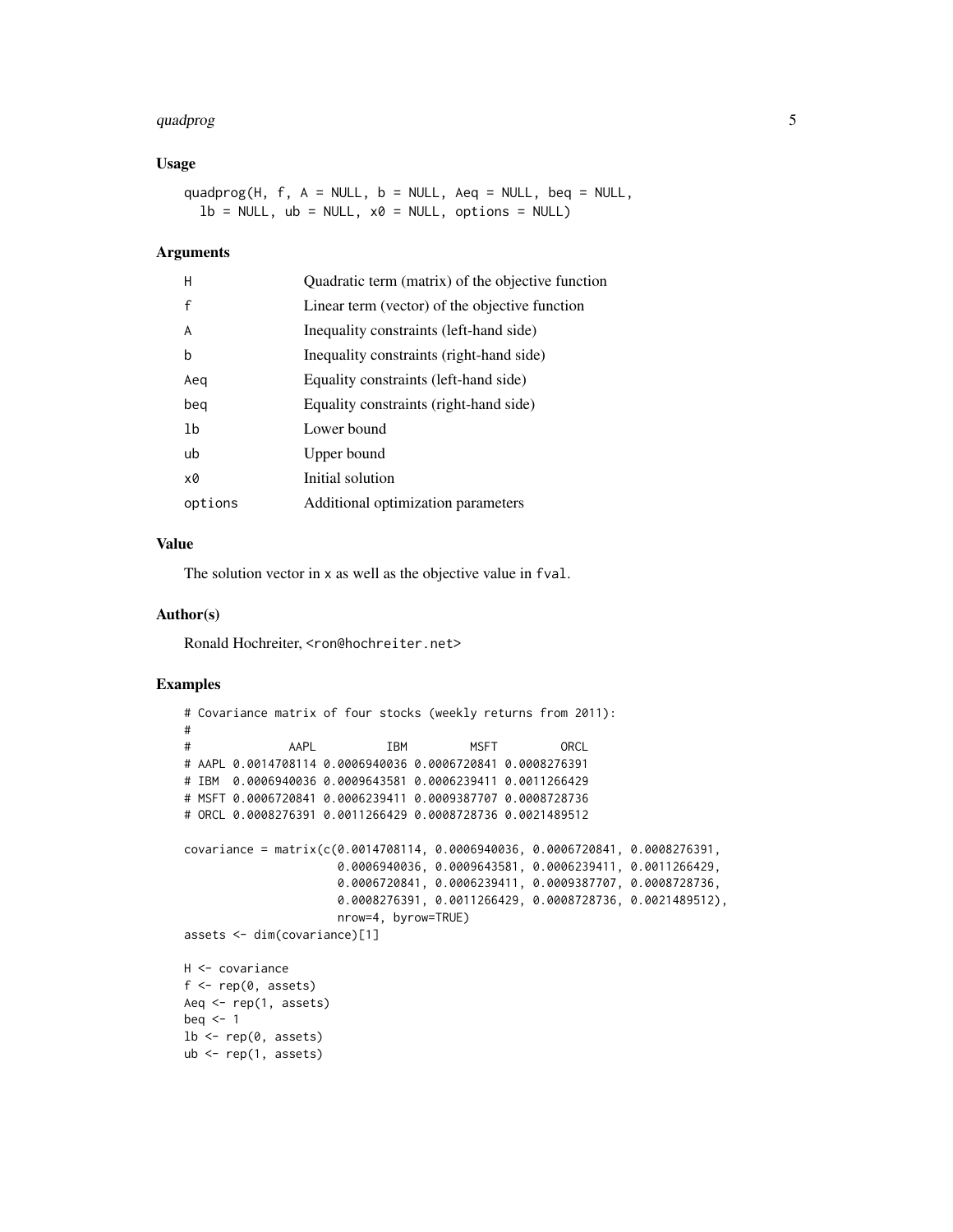### Usage

```
quadprog(H, f, A = NULL, b = NULL, Aeq = NULL, beq = NULL,
  lb = NULL, ub = NULL, x0 = NULL, options = NULL)
```

### Arguments

| | |
|---|---|
| H | Quadratic term (matrix) of the objective function |
| f | Linear term (vector) of the objective function |
| A | Inequality constraints (left-hand side) |
| b | Inequality constraints (right-hand side) |
| Aeq | Equality constraints (left-hand side) |
| beq | Equality constraints (right-hand side) |
| lb | Lower bound |
| ub | Upper bound |
| x0 | Initial solution |
| options | Additional optimization parameters |

### Value

The solution vector in `x` as well as the objective value in `fval`.

### Author(s)

Ronald Hochreiter, <ron@hochreiter.net>

### Examples

```
# Covariance matrix of four stocks (weekly returns from 2011):
#
#              AAPL          IBM         MSFT         ORCL
# AAPL 0.0014708114 0.0006940036 0.0006720841 0.0008276391
# IBM  0.0006940036 0.0009643581 0.0006239411 0.0011266429
# MSFT 0.0006720841 0.0006239411 0.0009387707 0.0008728736
# ORCL 0.0008276391 0.0011266429 0.0008728736 0.0021489512

covariance = matrix(c(0.0014708114, 0.0006940036, 0.0006720841, 0.0008276391,
                      0.0006940036, 0.0009643581, 0.0006239411, 0.0011266429,
                      0.0006720841, 0.0006239411, 0.0009387707, 0.0008728736,
                      0.0008276391, 0.0011266429, 0.0008728736, 0.0021489512),
                      nrow=4, byrow=TRUE)
assets <- dim(covariance)[1]

H <- covariance
f <- rep(0, assets)
Aeq <- rep(1, assets)
beq <- 1
lb <- rep(0, assets)
ub <- rep(1, assets)
```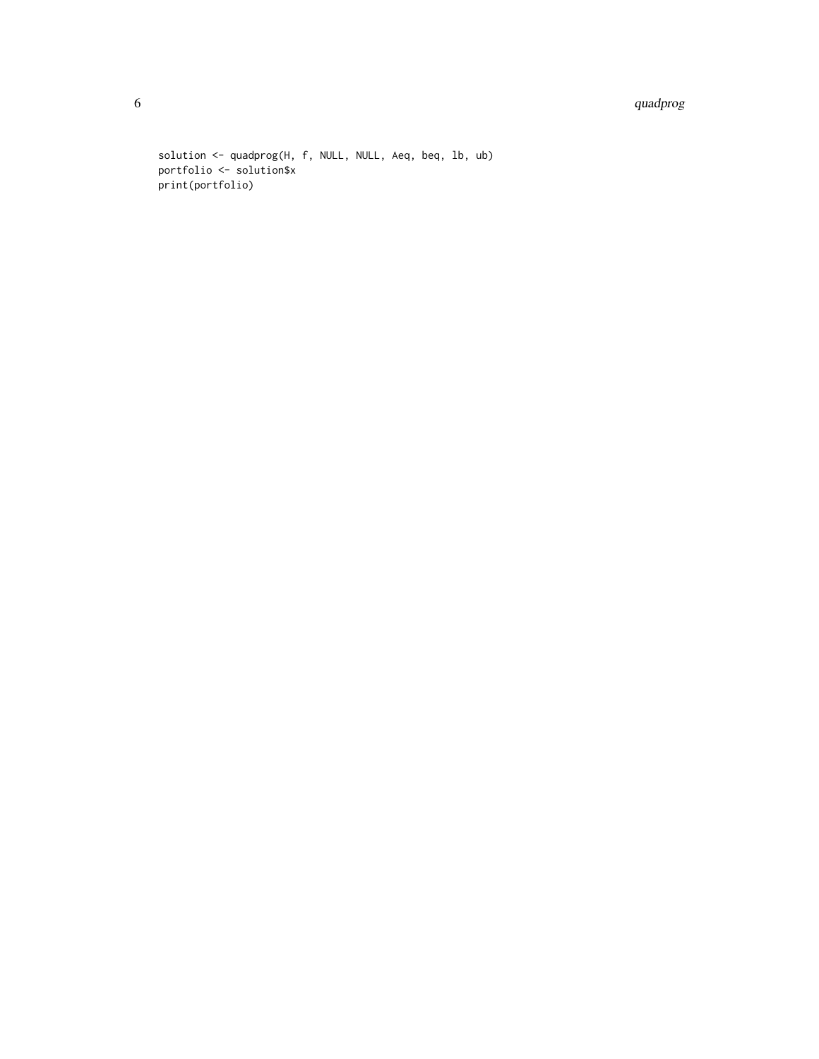```
solution <- quadprog(H, f, NULL, NULL, Aeq, beq, lb, ub)
portfolio <- solution$x
print(portfolio)
```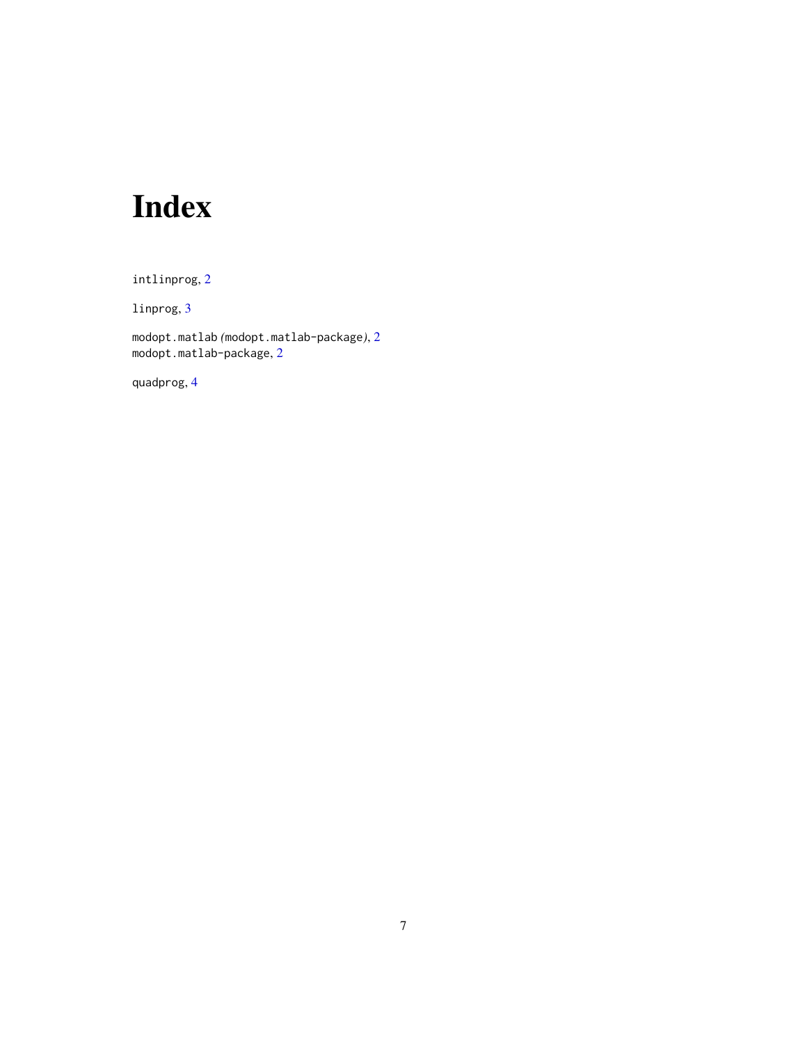# Index

intlinprog, 2

linprog, 3

modopt.matlab (modopt.matlab-package), 2
modopt.matlab-package, 2

quadprog, 4